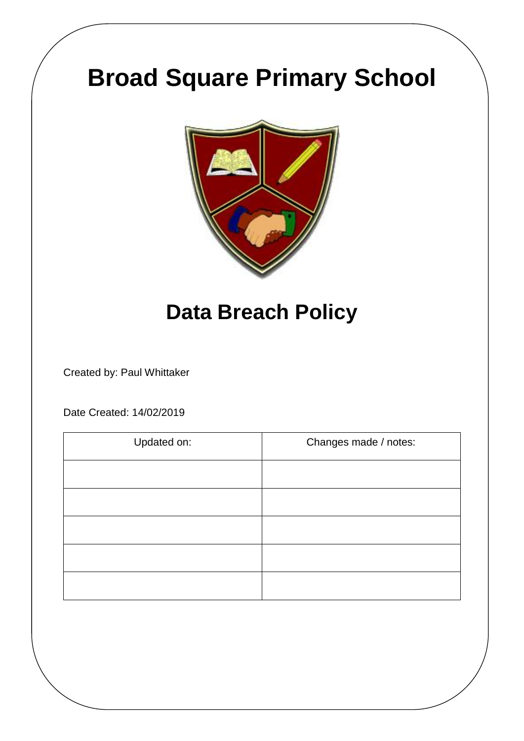# Broad Square Primary School

## Data Breach Policy

Created by: Paul Whittaker

Date Created: 14/02/2019

| Updated on: | Changes made / notes: |
|---|---|
| | |
| | |
| | |
| | |
| | |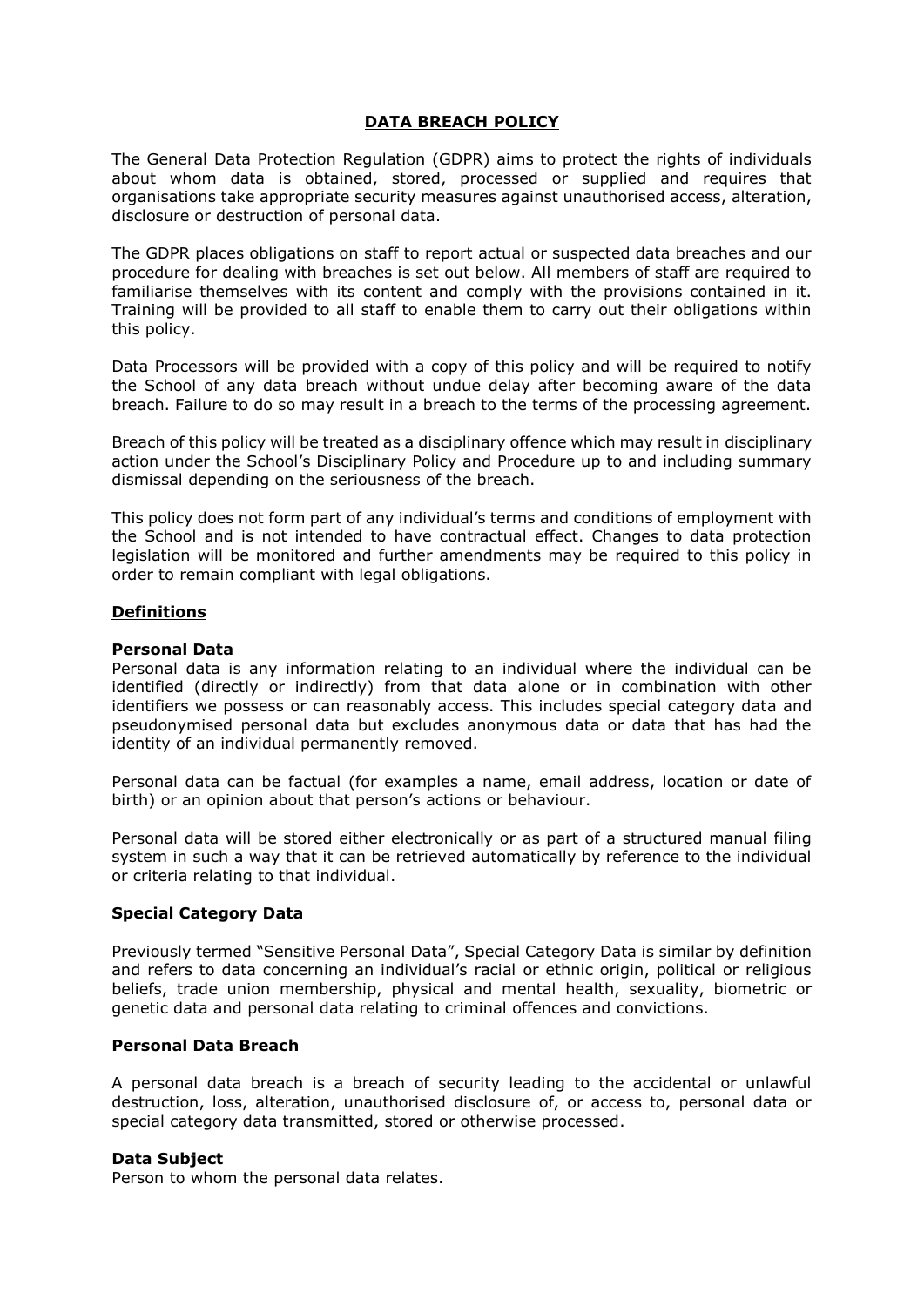# DATA BREACH POLICY

The General Data Protection Regulation (GDPR) aims to protect the rights of individuals about whom data is obtained, stored, processed or supplied and requires that organisations take appropriate security measures against unauthorised access, alteration, disclosure or destruction of personal data.

The GDPR places obligations on staff to report actual or suspected data breaches and our procedure for dealing with breaches is set out below. All members of staff are required to familiarise themselves with its content and comply with the provisions contained in it. Training will be provided to all staff to enable them to carry out their obligations within this policy.

Data Processors will be provided with a copy of this policy and will be required to notify the School of any data breach without undue delay after becoming aware of the data breach. Failure to do so may result in a breach to the terms of the processing agreement.

Breach of this policy will be treated as a disciplinary offence which may result in disciplinary action under the School's Disciplinary Policy and Procedure up to and including summary dismissal depending on the seriousness of the breach.

This policy does not form part of any individual's terms and conditions of employment with the School and is not intended to have contractual effect. Changes to data protection legislation will be monitored and further amendments may be required to this policy in order to remain compliant with legal obligations.

## Definitions

### Personal Data

Personal data is any information relating to an individual where the individual can be identified (directly or indirectly) from that data alone or in combination with other identifiers we possess or can reasonably access. This includes special category data and pseudonymised personal data but excludes anonymous data or data that has had the identity of an individual permanently removed.

Personal data can be factual (for examples a name, email address, location or date of birth) or an opinion about that person's actions or behaviour.

Personal data will be stored either electronically or as part of a structured manual filing system in such a way that it can be retrieved automatically by reference to the individual or criteria relating to that individual.

### Special Category Data

Previously termed "Sensitive Personal Data", Special Category Data is similar by definition and refers to data concerning an individual's racial or ethnic origin, political or religious beliefs, trade union membership, physical and mental health, sexuality, biometric or genetic data and personal data relating to criminal offences and convictions.

### Personal Data Breach

A personal data breach is a breach of security leading to the accidental or unlawful destruction, loss, alteration, unauthorised disclosure of, or access to, personal data or special category data transmitted, stored or otherwise processed.

### Data Subject

Person to whom the personal data relates.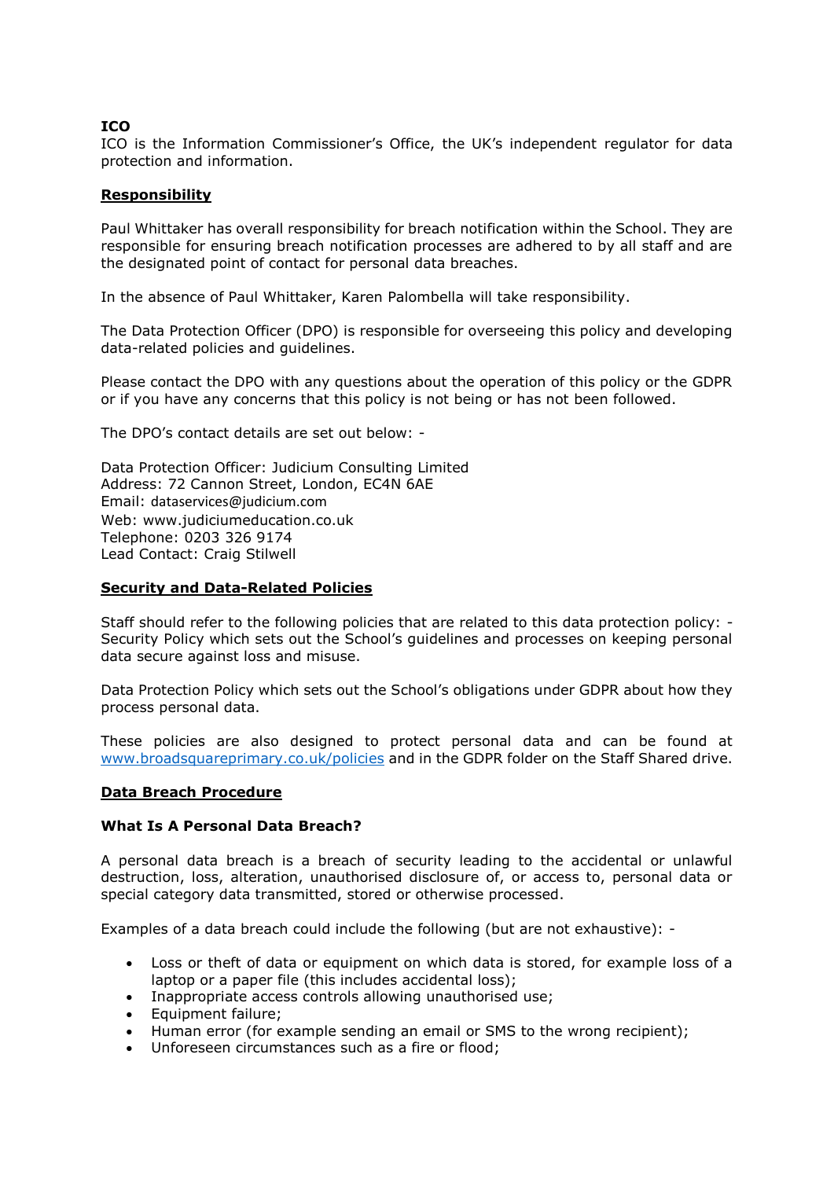**ICO**

ICO is the Information Commissioner's Office, the UK's independent regulator for data protection and information.

## Responsibility

Paul Whittaker has overall responsibility for breach notification within the School. They are responsible for ensuring breach notification processes are adhered to by all staff and are the designated point of contact for personal data breaches.

In the absence of Paul Whittaker, Karen Palombella will take responsibility.

The Data Protection Officer (DPO) is responsible for overseeing this policy and developing data-related policies and guidelines.

Please contact the DPO with any questions about the operation of this policy or the GDPR or if you have any concerns that this policy is not being or has not been followed.

The DPO's contact details are set out below: -

Data Protection Officer: Judicium Consulting Limited
Address: 72 Cannon Street, London, EC4N 6AE
Email: dataservices@judicium.com
Web: www.judiciumeducation.co.uk
Telephone: 0203 326 9174
Lead Contact: Craig Stilwell

## Security and Data-Related Policies

Staff should refer to the following policies that are related to this data protection policy: -
Security Policy which sets out the School's guidelines and processes on keeping personal data secure against loss and misuse.

Data Protection Policy which sets out the School's obligations under GDPR about how they process personal data.

These policies are also designed to protect personal data and can be found at [www.broadsquareprimary.co.uk/policies](http://www.broadsquareprimary.co.uk/policies) and in the GDPR folder on the Staff Shared drive.

## Data Breach Procedure

### What Is A Personal Data Breach?

A personal data breach is a breach of security leading to the accidental or unlawful destruction, loss, alteration, unauthorised disclosure of, or access to, personal data or special category data transmitted, stored or otherwise processed.

Examples of a data breach could include the following (but are not exhaustive): -

- Loss or theft of data or equipment on which data is stored, for example loss of a laptop or a paper file (this includes accidental loss);
- Inappropriate access controls allowing unauthorised use;
- Equipment failure;
- Human error (for example sending an email or SMS to the wrong recipient);
- Unforeseen circumstances such as a fire or flood;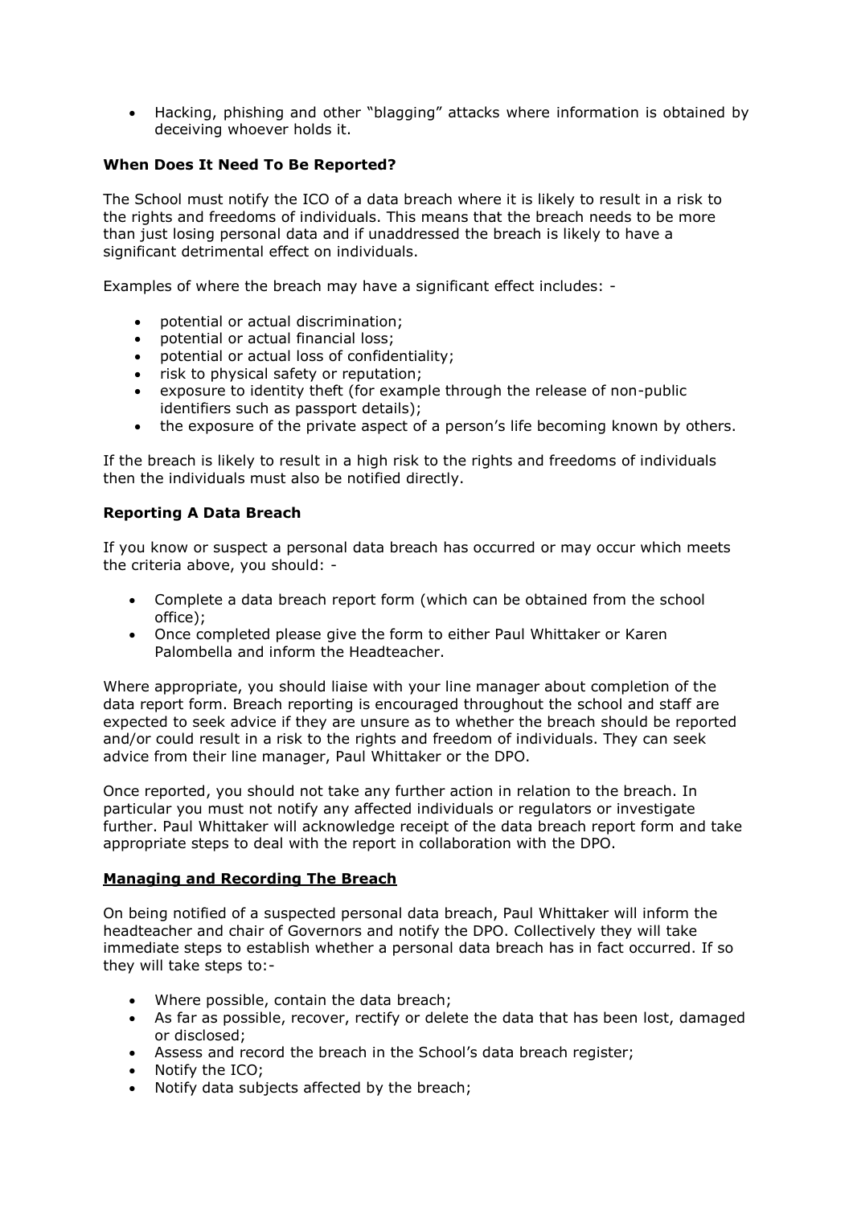- Hacking, phishing and other "blagging" attacks where information is obtained by deceiving whoever holds it.

**When Does It Need To Be Reported?**

The School must notify the ICO of a data breach where it is likely to result in a risk to the rights and freedoms of individuals. This means that the breach needs to be more than just losing personal data and if unaddressed the breach is likely to have a significant detrimental effect on individuals.

Examples of where the breach may have a significant effect includes: -

- potential or actual discrimination;
- potential or actual financial loss;
- potential or actual loss of confidentiality;
- risk to physical safety or reputation;
- exposure to identity theft (for example through the release of non-public identifiers such as passport details);
- the exposure of the private aspect of a person's life becoming known by others.

If the breach is likely to result in a high risk to the rights and freedoms of individuals then the individuals must also be notified directly.

**Reporting A Data Breach**

If you know or suspect a personal data breach has occurred or may occur which meets the criteria above, you should: -

- Complete a data breach report form (which can be obtained from the school office);
- Once completed please give the form to either Paul Whittaker or Karen Palombella and inform the Headteacher.

Where appropriate, you should liaise with your line manager about completion of the data report form. Breach reporting is encouraged throughout the school and staff are expected to seek advice if they are unsure as to whether the breach should be reported and/or could result in a risk to the rights and freedom of individuals. They can seek advice from their line manager, Paul Whittaker or the DPO.

Once reported, you should not take any further action in relation to the breach. In particular you must not notify any affected individuals or regulators or investigate further. Paul Whittaker will acknowledge receipt of the data breach report form and take appropriate steps to deal with the report in collaboration with the DPO.

**Managing and Recording The Breach**

On being notified of a suspected personal data breach, Paul Whittaker will inform the headteacher and chair of Governors and notify the DPO. Collectively they will take immediate steps to establish whether a personal data breach has in fact occurred. If so they will take steps to:-

- Where possible, contain the data breach;
- As far as possible, recover, rectify or delete the data that has been lost, damaged or disclosed;
- Assess and record the breach in the School's data breach register;
- Notify the ICO;
- Notify data subjects affected by the breach;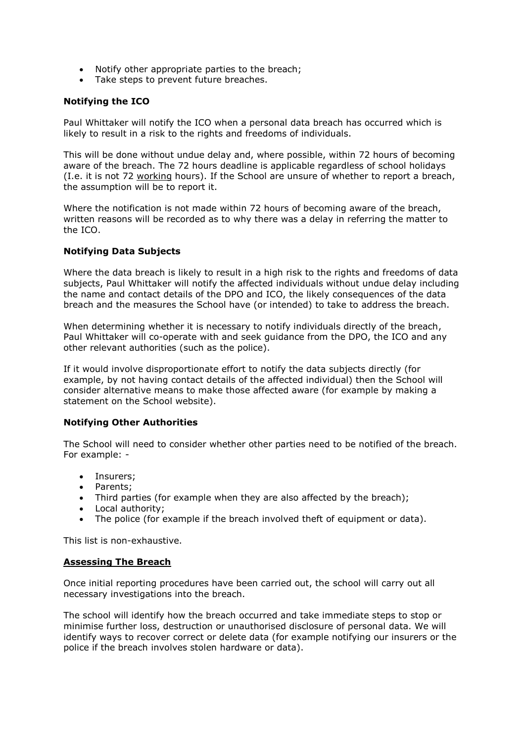- Notify other appropriate parties to the breach;
- Take steps to prevent future breaches.

**Notifying the ICO**

Paul Whittaker will notify the ICO when a personal data breach has occurred which is likely to result in a risk to the rights and freedoms of individuals.

This will be done without undue delay and, where possible, within 72 hours of becoming aware of the breach. The 72 hours deadline is applicable regardless of school holidays (I.e. it is not 72 <u>working</u> hours). If the School are unsure of whether to report a breach, the assumption will be to report it.

Where the notification is not made within 72 hours of becoming aware of the breach, written reasons will be recorded as to why there was a delay in referring the matter to the ICO.

**Notifying Data Subjects**

Where the data breach is likely to result in a high risk to the rights and freedoms of data subjects, Paul Whittaker will notify the affected individuals without undue delay including the name and contact details of the DPO and ICO, the likely consequences of the data breach and the measures the School have (or intended) to take to address the breach.

When determining whether it is necessary to notify individuals directly of the breach, Paul Whittaker will co-operate with and seek guidance from the DPO, the ICO and any other relevant authorities (such as the police).

If it would involve disproportionate effort to notify the data subjects directly (for example, by not having contact details of the affected individual) then the School will consider alternative means to make those affected aware (for example by making a statement on the School website).

**Notifying Other Authorities**

The School will need to consider whether other parties need to be notified of the breach. For example: -

- Insurers;
- Parents;
- Third parties (for example when they are also affected by the breach);
- Local authority;
- The police (for example if the breach involved theft of equipment or data).

This list is non-exhaustive.

**<u>Assessing The Breach</u>**

Once initial reporting procedures have been carried out, the school will carry out all necessary investigations into the breach.

The school will identify how the breach occurred and take immediate steps to stop or minimise further loss, destruction or unauthorised disclosure of personal data. We will identify ways to recover correct or delete data (for example notifying our insurers or the police if the breach involves stolen hardware or data).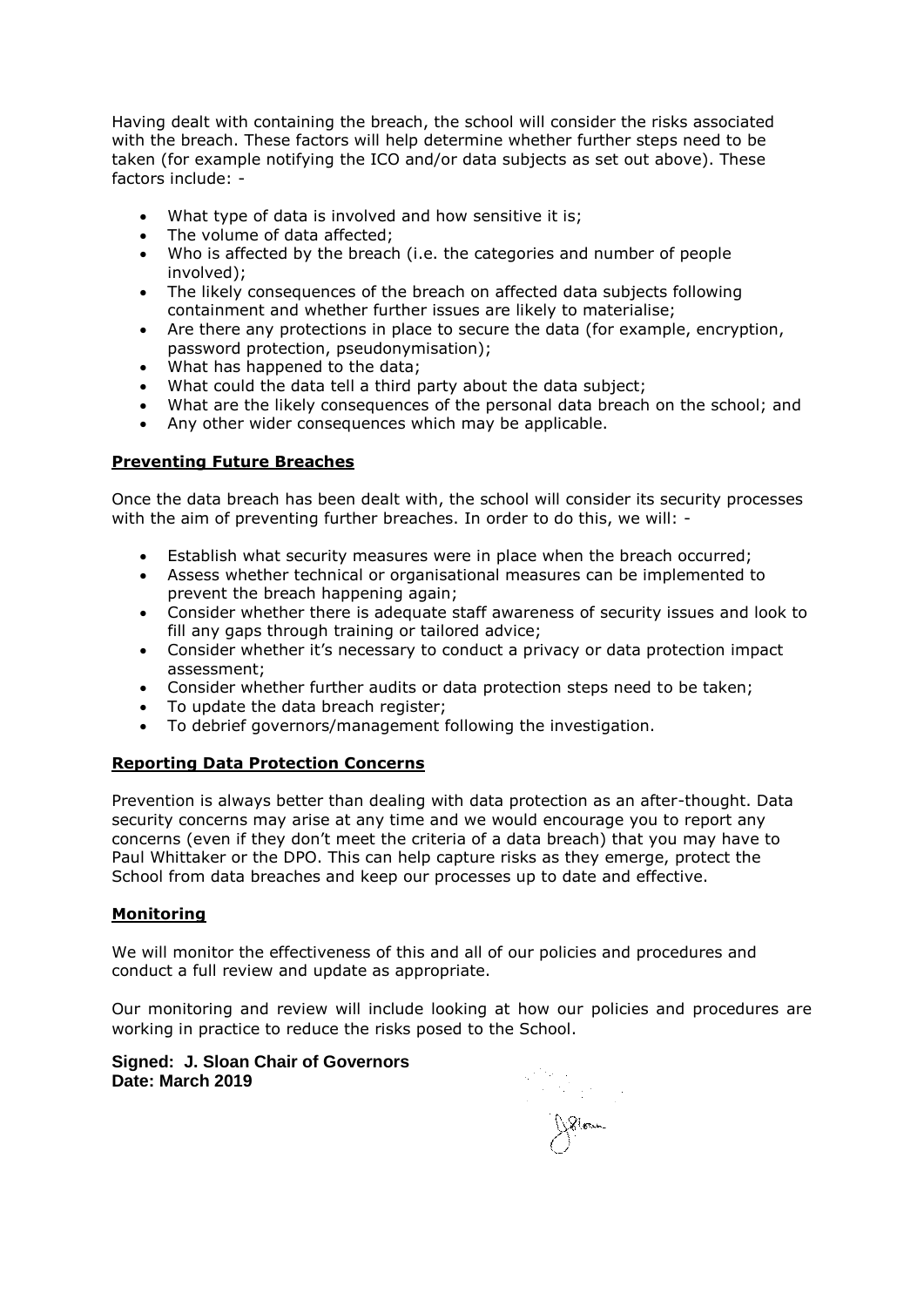Having dealt with containing the breach, the school will consider the risks associated with the breach. These factors will help determine whether further steps need to be taken (for example notifying the ICO and/or data subjects as set out above). These factors include: -

- What type of data is involved and how sensitive it is;
- The volume of data affected;
- Who is affected by the breach (i.e. the categories and number of people involved);
- The likely consequences of the breach on affected data subjects following containment and whether further issues are likely to materialise;
- Are there any protections in place to secure the data (for example, encryption, password protection, pseudonymisation);
- What has happened to the data;
- What could the data tell a third party about the data subject;
- What are the likely consequences of the personal data breach on the school; and
- Any other wider consequences which may be applicable.

## Preventing Future Breaches

Once the data breach has been dealt with, the school will consider its security processes with the aim of preventing further breaches. In order to do this, we will: -

- Establish what security measures were in place when the breach occurred;
- Assess whether technical or organisational measures can be implemented to prevent the breach happening again;
- Consider whether there is adequate staff awareness of security issues and look to fill any gaps through training or tailored advice;
- Consider whether it's necessary to conduct a privacy or data protection impact assessment;
- Consider whether further audits or data protection steps need to be taken;
- To update the data breach register;
- To debrief governors/management following the investigation.

## Reporting Data Protection Concerns

Prevention is always better than dealing with data protection as an after-thought. Data security concerns may arise at any time and we would encourage you to report any concerns (even if they don't meet the criteria of a data breach) that you may have to Paul Whittaker or the DPO. This can help capture risks as they emerge, protect the School from data breaches and keep our processes up to date and effective.

## Monitoring

We will monitor the effectiveness of this and all of our policies and procedures and conduct a full review and update as appropriate.

Our monitoring and review will include looking at how our policies and procedures are working in practice to reduce the risks posed to the School.

**Signed: J. Sloan Chair of Governors**
**Date: March 2019**